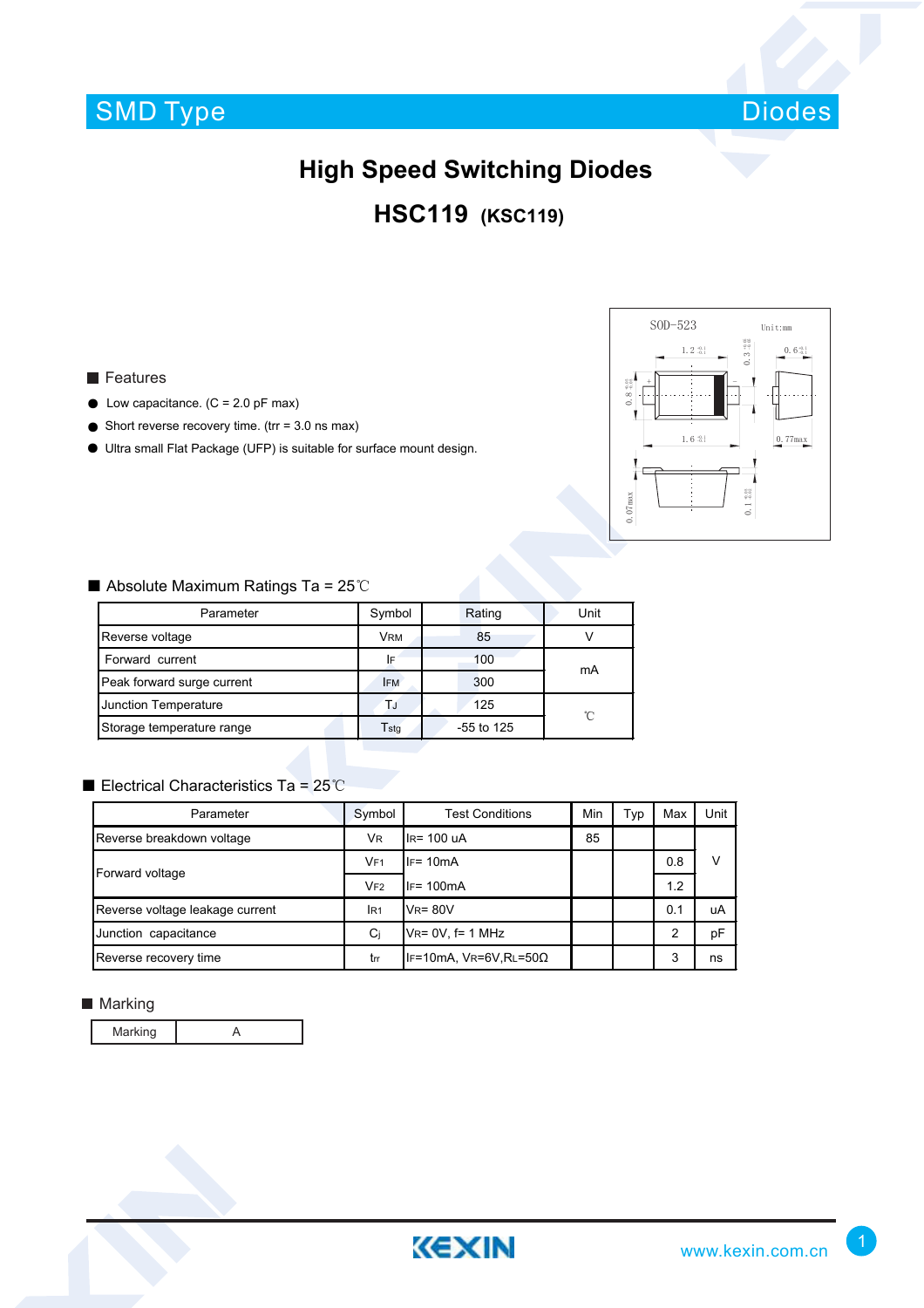SMD Type Diodes

# High Speed Switching Diodes

## HSC119 (KSC119)

### Features

- Low capacitance. (C = 2.0 pF max)
- Short reverse recovery time. (trr = 3.0 ns max)
- Ultra small Flat Package (UFP) is suitable for surface mount design.

SOD-523 Unit:mm

### Absolute Maximum Ratings Ta = 25℃

| Parameter | Symbol | Rating | Unit |
|---|---|---|---|
| Reverse voltage | $V_{RM}$ | 85 | V |
| Forward current | $I_F$ | 100 | mA |
| Peak forward surge current | $I_{FM}$ | 300 | mA |
| Junction Temperature | $T_J$ | 125 | ℃ |
| Storage temperature range | $T_{stg}$ | -55 to 125 | ℃ |

### Electrical Characteristics Ta = 25℃

| Parameter | Symbol | Test Conditions | Min | Typ | Max | Unit |
|---|---|---|---|---|---|---|
| Reverse breakdown voltage | $V_R$ | $I_R$= 100 uA | 85 | | | V |
| Forward voltage | $V_{F1}$ | $I_F$= 10mA | | | 0.8 | V |
| | $V_{F2}$ | $I_F$= 100mA | | | 1.2 | V |
| Reverse voltage leakage current | $I_{R1}$ | $V_R$= 80V | | | 0.1 | uA |
| Junction capacitance | $C_j$ | $V_R$= 0V, f= 1 MHz | | | 2 | pF |
| Reverse recovery time | $t_{rr}$ | $I_F$=10mA, $V_R$=6V,$R_L$=50Ω | | | 3 | ns |

### Marking

| Marking | A |
|---|---|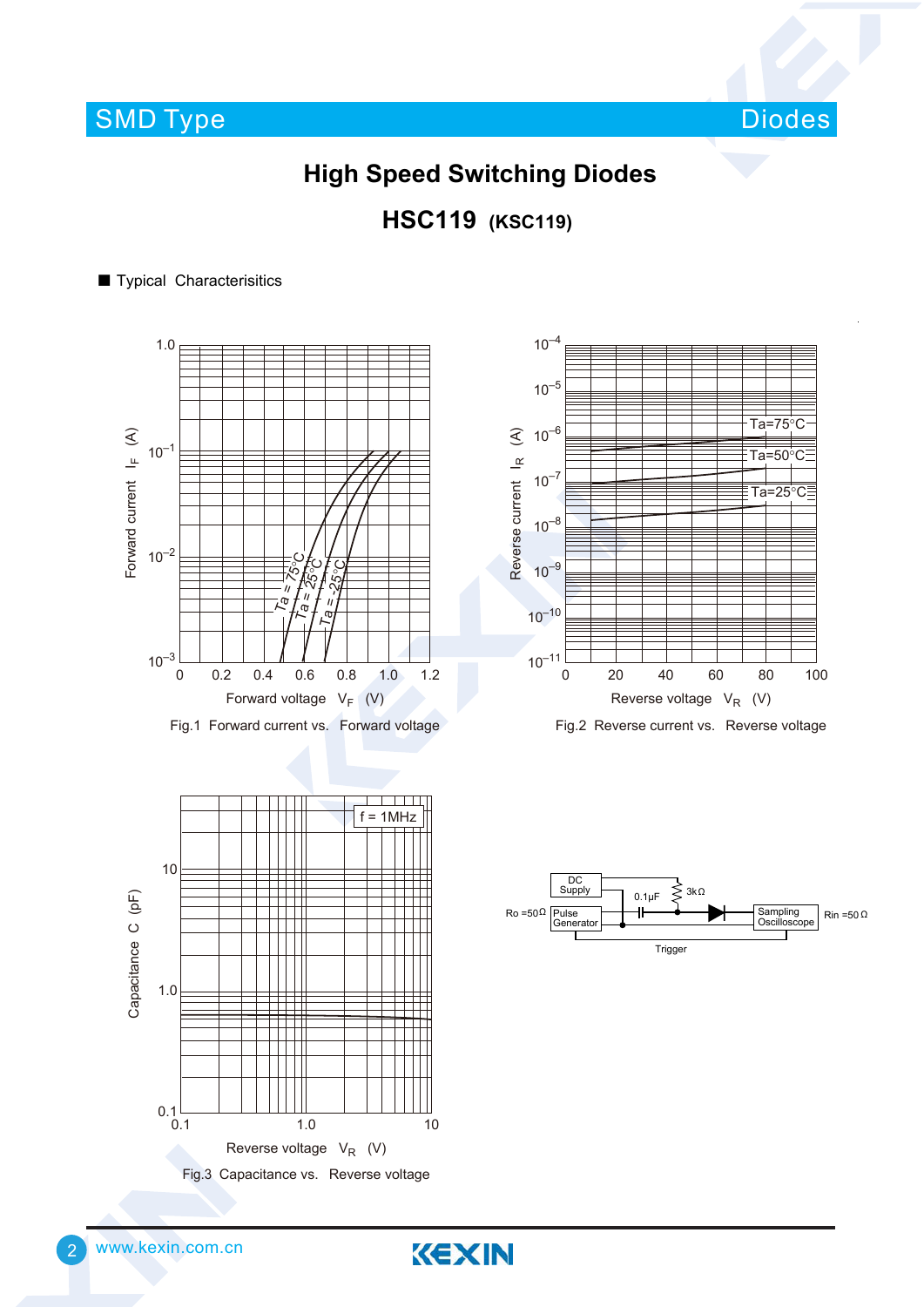# High Speed Switching Diodes

## HSC119 (KSC119)

■ Typical Characterisitics

1.0
$10^{-1}$
$10^{-2}$
$10^{-3}$
Forward current $I_F$ (A)
Ta = 75°C
Ta = 25°C
Ta = -25°C
0 0.2 0.4 0.6 0.8 1.0 1.2
Forward voltage $V_F$ (V)

Fig.1 Forward current vs. Forward voltage

$10^{-4}$
$10^{-5}$
$10^{-6}$
$10^{-7}$
$10^{-8}$
$10^{-9}$
$10^{-10}$
$10^{-11}$
Reverse current $I_R$ (A)
Ta=75°C
Ta=50°C
Ta=25°C
0 20 40 60 80 100
Reverse voltage $V_R$ (V)

Fig.2 Reverse current vs. Reverse voltage

f = 1MHz
10
1.0
0.1
Capacitance C (pF)
0.1 1.0 10
Reverse voltage $V_R$ (V)

Fig.3 Capacitance vs. Reverse voltage

DC Supply
Pulse Generator
Ro =50Ω
0.1μF
3kΩ
Sampling Oscilloscope
Rin =50 Ω
Trigger